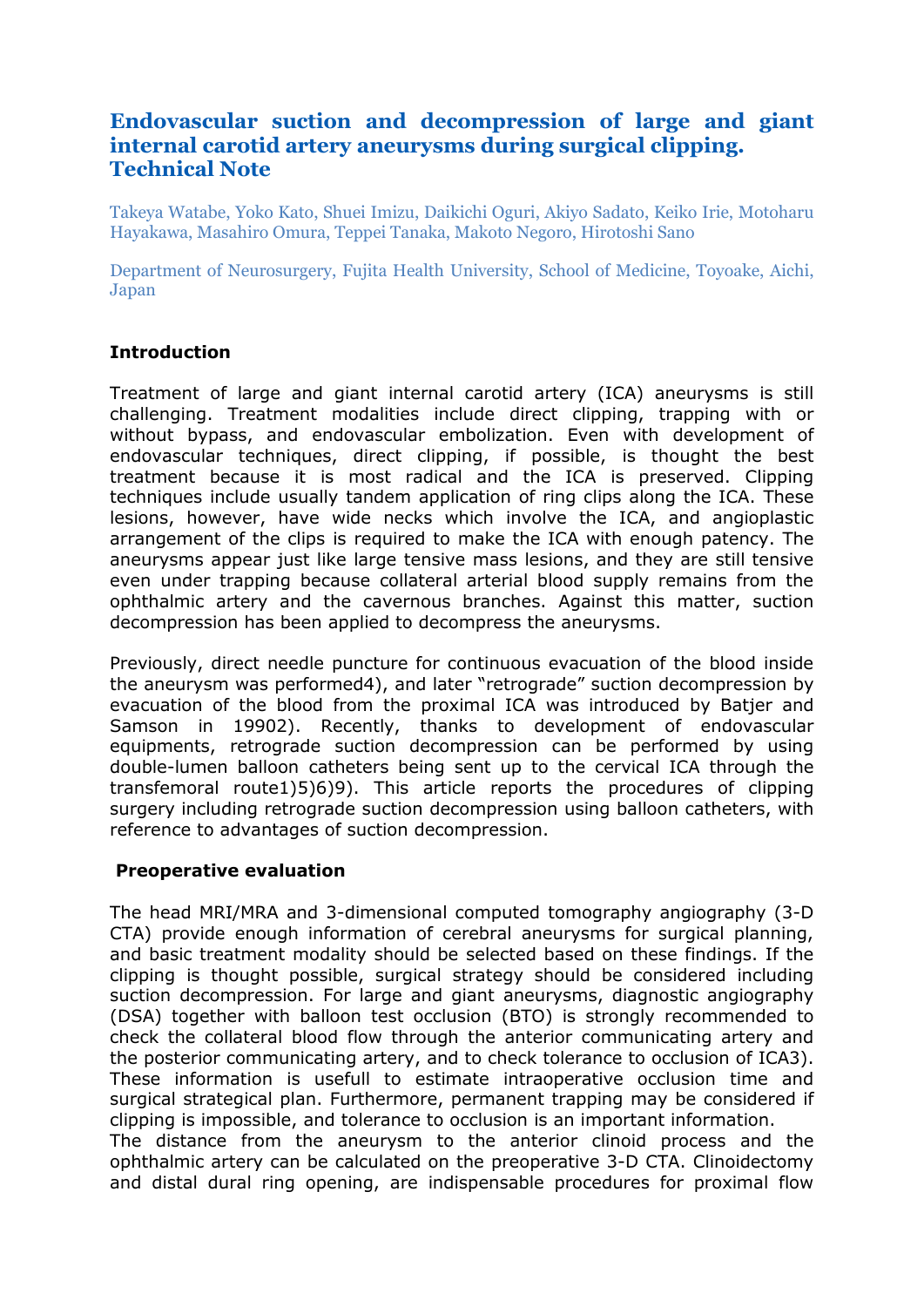# Endovascular suction and decompression of large and giant internal carotid artery aneurysms during surgical clipping. Technical Note

Takeya Watabe, Yoko Kato, Shuei Imizu, Daikichi Oguri, Akiyo Sadato, Keiko Irie, Motoharu Hayakawa, Masahiro Omura, Teppei Tanaka, Makoto Negoro, Hirotoshi Sano

Department of Neurosurgery, Fujita Health University, School of Medicine, Toyoake, Aichi, Japan

## Introduction

Treatment of large and giant internal carotid artery (ICA) aneurysms is still challenging. Treatment modalities include direct clipping, trapping with or without bypass, and endovascular embolization. Even with development of endovascular techniques, direct clipping, if possible, is thought the best treatment because it is most radical and the ICA is preserved. Clipping techniques include usually tandem application of ring clips along the ICA. These lesions, however, have wide necks which involve the ICA, and angioplastic arrangement of the clips is required to make the ICA with enough patency. The aneurysms appear just like large tensive mass lesions, and they are still tensive even under trapping because collateral arterial blood supply remains from the ophthalmic artery and the cavernous branches. Against this matter, suction decompression has been applied to decompress the aneurysms.

Previously, direct needle puncture for continuous evacuation of the blood inside the aneurysm was performed[4], and later "retrograde" suction decompression by evacuation of the blood from the proximal ICA was introduced by Batjer and Samson in 1990[2]. Recently, thanks to development of endovascular equipments, retrograde suction decompression can be performed by using double-lumen balloon catheters being sent up to the cervical ICA through the transfemoral route[1][5][6][9]. This article reports the procedures of clipping surgery including retrograde suction decompression using balloon catheters, with reference to advantages of suction decompression.

## Preoperative evaluation

The head MRI/MRA and 3-dimensional computed tomography angiography (3-D CTA) provide enough information of cerebral aneurysms for surgical planning, and basic treatment modality should be selected based on these findings. If the clipping is thought possible, surgical strategy should be considered including suction decompression. For large and giant aneurysms, diagnostic angiography (DSA) together with balloon test occlusion (BTO) is strongly recommended to check the collateral blood flow through the anterior communicating artery and the posterior communicating artery, and to check tolerance to occlusion of ICA[3]. These information is usefull to estimate intraoperative occlusion time and surgical strategical plan. Furthermore, permanent trapping may be considered if clipping is impossible, and tolerance to occlusion is an important information.

The distance from the aneurysm to the anterior clinoid process and the ophthalmic artery can be calculated on the preoperative 3-D CTA. Clinoidectomy and distal dural ring opening, are indispensable procedures for proximal flow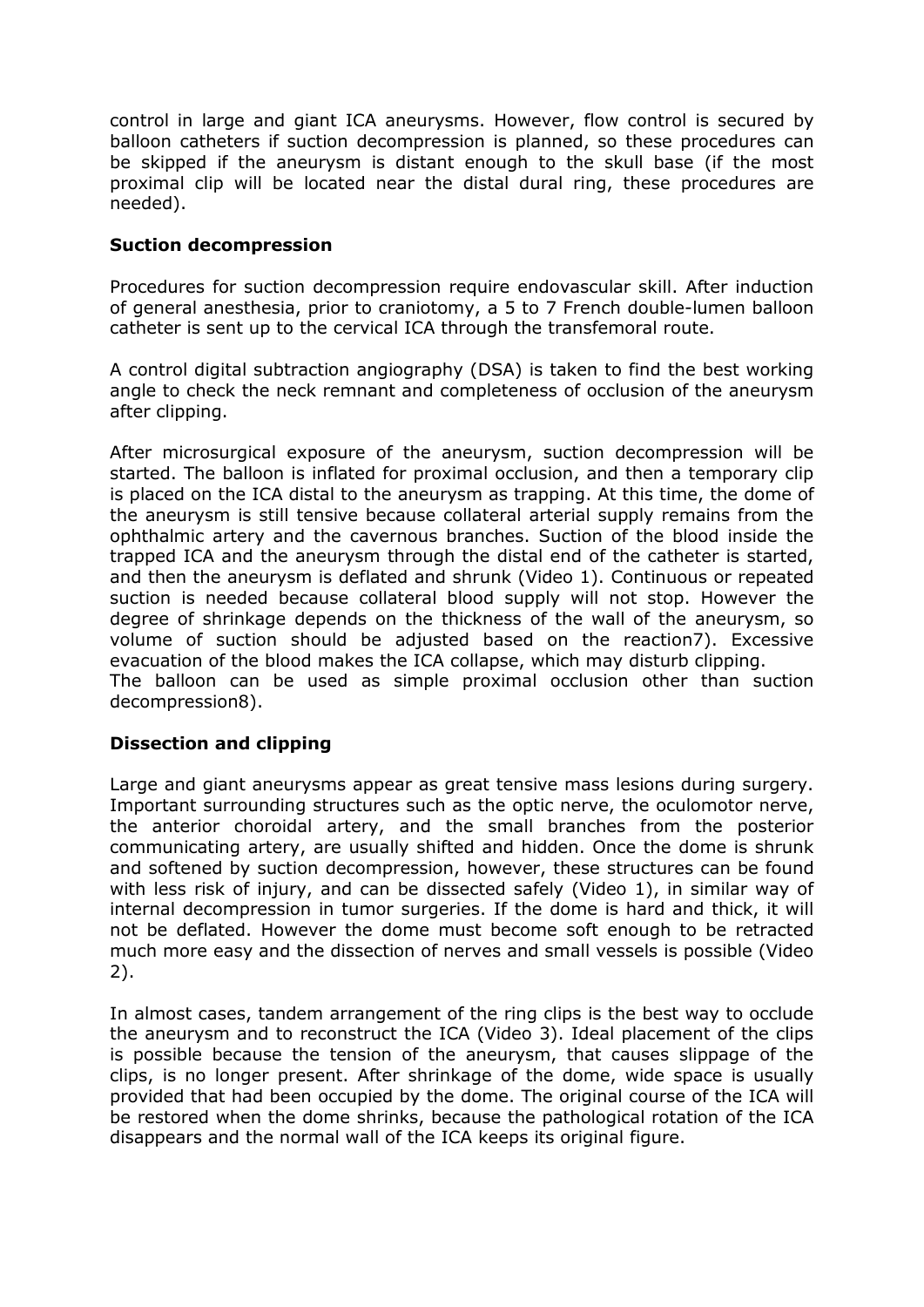control in large and giant ICA aneurysms. However, flow control is secured by balloon catheters if suction decompression is planned, so these procedures can be skipped if the aneurysm is distant enough to the skull base (if the most proximal clip will be located near the distal dural ring, these procedures are needed).

## Suction decompression

Procedures for suction decompression require endovascular skill. After induction of general anesthesia, prior to craniotomy, a 5 to 7 French double-lumen balloon catheter is sent up to the cervical ICA through the transfemoral route.

A control digital subtraction angiography (DSA) is taken to find the best working angle to check the neck remnant and completeness of occlusion of the aneurysm after clipping.

After microsurgical exposure of the aneurysm, suction decompression will be started. The balloon is inflated for proximal occlusion, and then a temporary clip is placed on the ICA distal to the aneurysm as trapping. At this time, the dome of the aneurysm is still tensive because collateral arterial supply remains from the ophthalmic artery and the cavernous branches. Suction of the blood inside the trapped ICA and the aneurysm through the distal end of the catheter is started, and then the aneurysm is deflated and shrunk (Video 1). Continuous or repeated suction is needed because collateral blood supply will not stop. However the degree of shrinkage depends on the thickness of the wall of the aneurysm, so volume of suction should be adjusted based on the reaction[7]). Excessive evacuation of the blood makes the ICA collapse, which may disturb clipping.
The balloon can be used as simple proximal occlusion other than suction decompression[8]).

## Dissection and clipping

Large and giant aneurysms appear as great tensive mass lesions during surgery. Important surrounding structures such as the optic nerve, the oculomotor nerve, the anterior choroidal artery, and the small branches from the posterior communicating artery, are usually shifted and hidden. Once the dome is shrunk and softened by suction decompression, however, these structures can be found with less risk of injury, and can be dissected safely (Video 1), in similar way of internal decompression in tumor surgeries. If the dome is hard and thick, it will not be deflated. However the dome must become soft enough to be retracted much more easy and the dissection of nerves and small vessels is possible (Video 2).

In almost cases, tandem arrangement of the ring clips is the best way to occlude the aneurysm and to reconstruct the ICA (Video 3). Ideal placement of the clips is possible because the tension of the aneurysm, that causes slippage of the clips, is no longer present. After shrinkage of the dome, wide space is usually provided that had been occupied by the dome. The original course of the ICA will be restored when the dome shrinks, because the pathological rotation of the ICA disappears and the normal wall of the ICA keeps its original figure.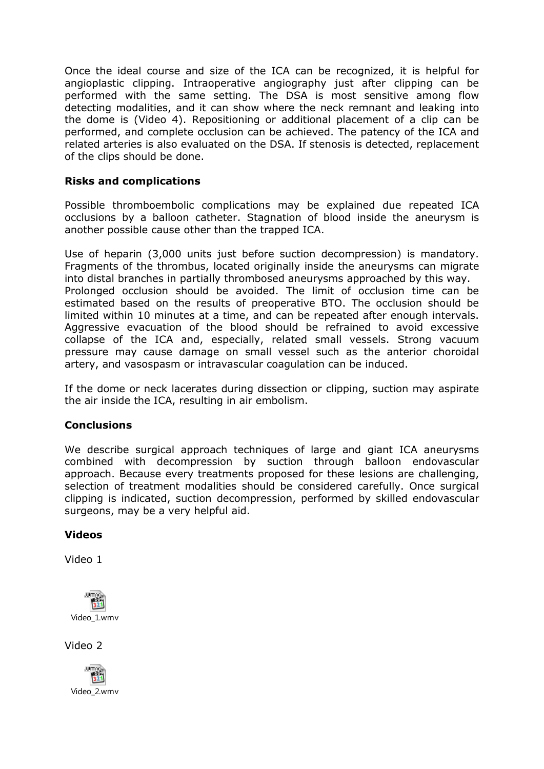Once the ideal course and size of the ICA can be recognized, it is helpful for angioplastic clipping. Intraoperative angiography just after clipping can be performed with the same setting. The DSA is most sensitive among flow detecting modalities, and it can show where the neck remnant and leaking into the dome is (Video 4). Repositioning or additional placement of a clip can be performed, and complete occlusion can be achieved. The patency of the ICA and related arteries is also evaluated on the DSA. If stenosis is detected, replacement of the clips should be done.

**Risks and complications**

Possible thromboembolic complications may be explained due repeated ICA occlusions by a balloon catheter. Stagnation of blood inside the aneurysm is another possible cause other than the trapped ICA.

Use of heparin (3,000 units just before suction decompression) is mandatory. Fragments of the thrombus, located originally inside the aneurysms can migrate into distal branches in partially thrombosed aneurysms approached by this way. Prolonged occlusion should be avoided. The limit of occlusion time can be estimated based on the results of preoperative BTO. The occlusion should be limited within 10 minutes at a time, and can be repeated after enough intervals. Aggressive evacuation of the blood should be refrained to avoid excessive collapse of the ICA and, especially, related small vessels. Strong vacuum pressure may cause damage on small vessel such as the anterior choroidal artery, and vasospasm or intravascular coagulation can be induced.

If the dome or neck lacerates during dissection or clipping, suction may aspirate the air inside the ICA, resulting in air embolism.

**Conclusions**

We describe surgical approach techniques of large and giant ICA aneurysms combined with decompression by suction through balloon endovascular approach. Because every treatments proposed for these lesions are challenging, selection of treatment modalities should be considered carefully. Once surgical clipping is indicated, suction decompression, performed by skilled endovascular surgeons, may be a very helpful aid.

**Videos**

Video 1

Video_1.wmv

Video 2

Video_2.wmv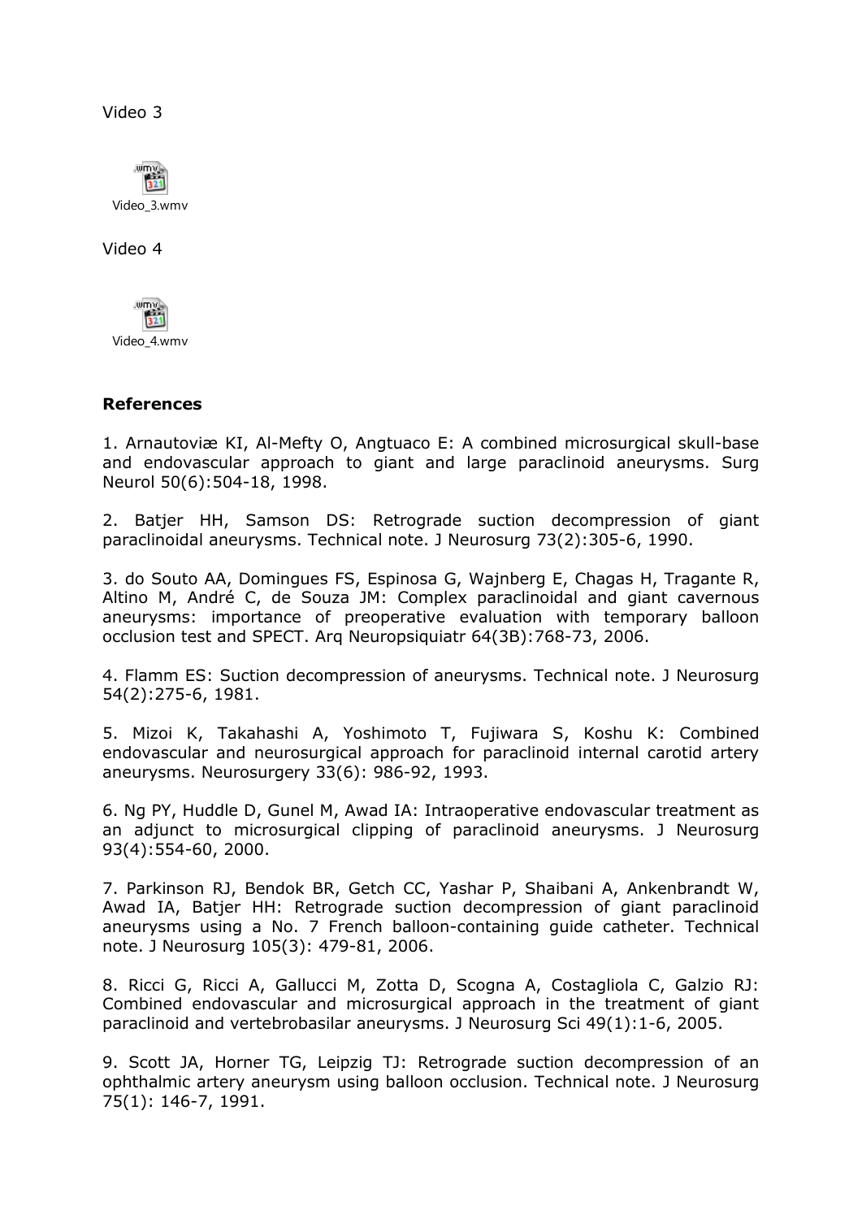Video 3

Video_3.wmv

Video 4

Video_4.wmv

**References**

1. Arnautoviæ KI, Al-Mefty O, Angtuaco E: A combined microsurgical skull-base and endovascular approach to giant and large paraclinoid aneurysms. Surg Neurol 50(6):504-18, 1998.

2. Batjer HH, Samson DS: Retrograde suction decompression of giant paraclinoidal aneurysms. Technical note. J Neurosurg 73(2):305-6, 1990.

3. do Souto AA, Domingues FS, Espinosa G, Wajnberg E, Chagas H, Tragante R, Altino M, André C, de Souza JM: Complex paraclinoidal and giant cavernous aneurysms: importance of preoperative evaluation with temporary balloon occlusion test and SPECT. Arq Neuropsiquiatr 64(3B):768-73, 2006.

4. Flamm ES: Suction decompression of aneurysms. Technical note. J Neurosurg 54(2):275-6, 1981.

5. Mizoi K, Takahashi A, Yoshimoto T, Fujiwara S, Koshu K: Combined endovascular and neurosurgical approach for paraclinoid internal carotid artery aneurysms. Neurosurgery 33(6): 986-92, 1993.

6. Ng PY, Huddle D, Gunel M, Awad IA: Intraoperative endovascular treatment as an adjunct to microsurgical clipping of paraclinoid aneurysms. J Neurosurg 93(4):554-60, 2000.

7. Parkinson RJ, Bendok BR, Getch CC, Yashar P, Shaibani A, Ankenbrandt W, Awad IA, Batjer HH: Retrograde suction decompression of giant paraclinoid aneurysms using a No. 7 French balloon-containing guide catheter. Technical note. J Neurosurg 105(3): 479-81, 2006.

8. Ricci G, Ricci A, Gallucci M, Zotta D, Scogna A, Costagliola C, Galzio RJ: Combined endovascular and microsurgical approach in the treatment of giant paraclinoid and vertebrobasilar aneurysms. J Neurosurg Sci 49(1):1-6, 2005.

9. Scott JA, Horner TG, Leipzig TJ: Retrograde suction decompression of an ophthalmic artery aneurysm using balloon occlusion. Technical note. J Neurosurg 75(1): 146-7, 1991.